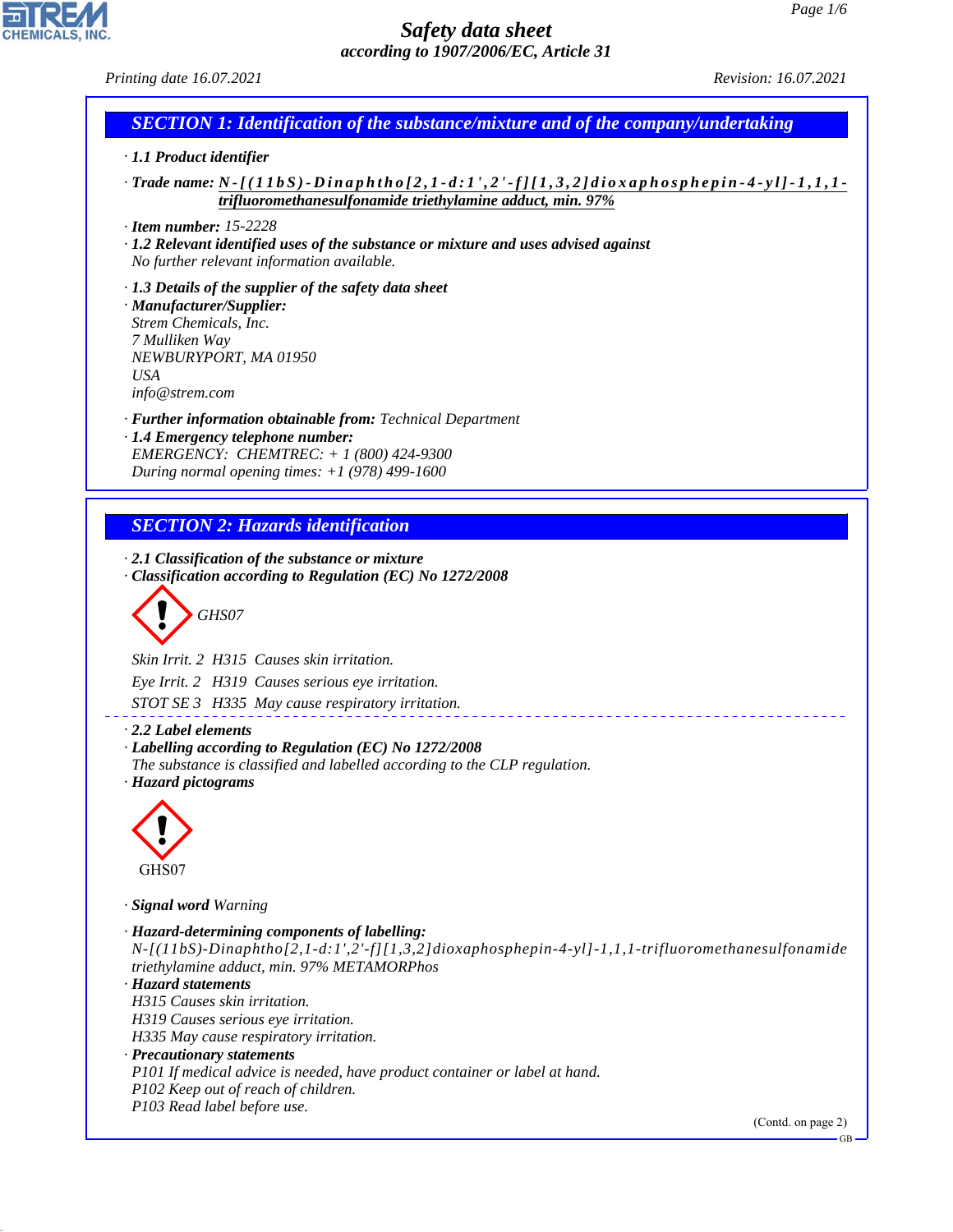# Safety data sheet

*according to 1907/2006/EC, Article 31*

Printing date 16.07.2021 Revision: 16.07.2021

## SECTION 1: Identification of the substance/mixture and of the company/undertaking

· **1.1 Product identifier**

· **Trade name:** N-[(11bS)-Dinaphtho[2,1-d:1',2'-f][1,3,2]dioxaphosphepin-4-yl]-1,1,1-trifluoromethanesulfonamide triethylamine adduct, min. 97%

· **Item number:** 15-2228

· **1.2 Relevant identified uses of the substance or mixture and uses advised against**
No further relevant information available.

· **1.3 Details of the supplier of the safety data sheet**

· **Manufacturer/Supplier:**
Strem Chemicals, Inc.
7 Mulliken Way
NEWBURYPORT, MA 01950
USA
info@strem.com

· **Further information obtainable from:** Technical Department

· **1.4 Emergency telephone number:**
EMERGENCY: CHEMTREC: + 1 (800) 424-9300
During normal opening times: +1 (978) 499-1600

## SECTION 2: Hazards identification

· **2.1 Classification of the substance or mixture**

· **Classification according to Regulation (EC) No 1272/2008**

GHS07

Skin Irrit. 2 H315 Causes skin irritation.

Eye Irrit. 2 H319 Causes serious eye irritation.

STOT SE 3 H335 May cause respiratory irritation.

· **2.2 Label elements**

· **Labelling according to Regulation (EC) No 1272/2008**
The substance is classified and labelled according to the CLP regulation.

· **Hazard pictograms**

GHS07

· **Signal word** Warning

· **Hazard-determining components of labelling:**
N-[(11bS)-Dinaphtho[2,1-d:1',2'-f][1,3,2]dioxaphosphepin-4-yl]-1,1,1-trifluoromethanesulfonamide triethylamine adduct, min. 97% METAMORPhos

· **Hazard statements**
H315 Causes skin irritation.
H319 Causes serious eye irritation.
H335 May cause respiratory irritation.

· **Precautionary statements**
P101 If medical advice is needed, have product container or label at hand.
P102 Keep out of reach of children.
P103 Read label before use.

(Contd. on page 2)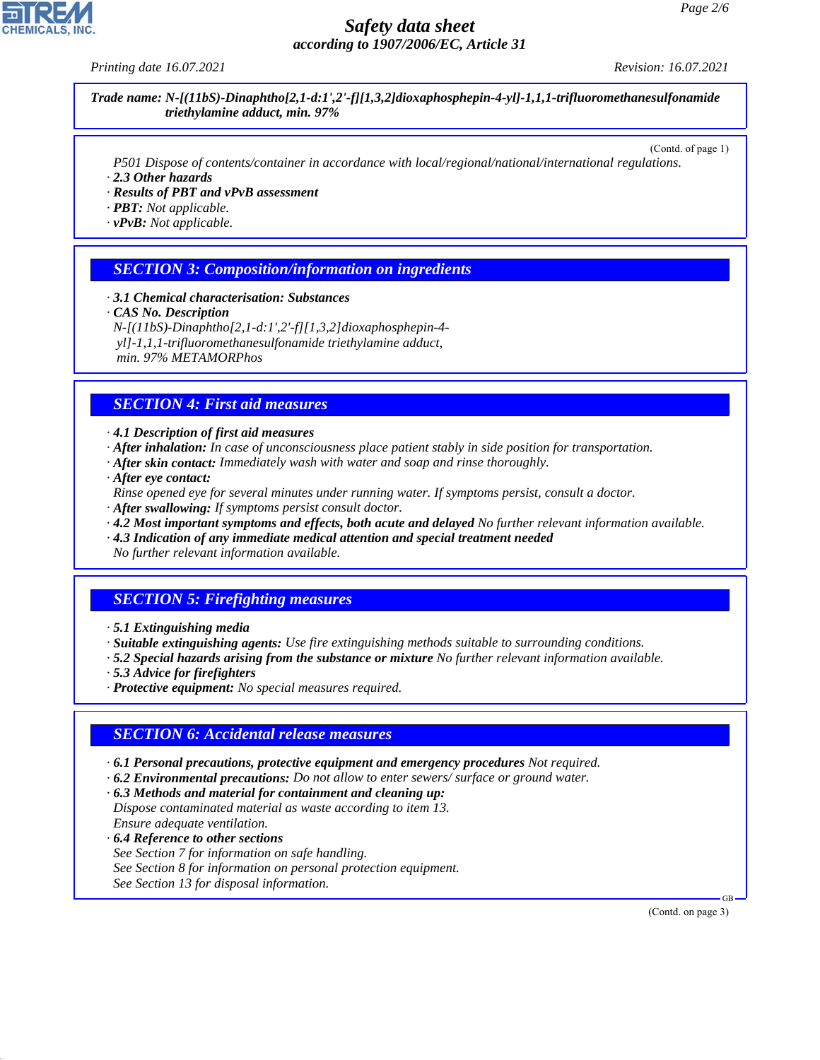**Trade name: N-[(11bS)-Dinaphtho[2,1-d:1',2'-f][1,3,2]dioxaphosphepin-4-yl]-1,1,1-trifluoromethanesulfonamide triethylamine adduct, min. 97%**

(Contd. of page 1)

P501 Dispose of contents/container in accordance with local/regional/national/international regulations.

· **2.3 Other hazards**
· **Results of PBT and vPvB assessment**
· **PBT:** Not applicable.
· **vPvB:** Not applicable.

## SECTION 3: Composition/information on ingredients

· **3.1 Chemical characterisation: Substances**
· **CAS No. Description**
N-[(11bS)-Dinaphtho[2,1-d:1',2'-f][1,3,2]dioxaphosphepin-4-yl]-1,1,1-trifluoromethanesulfonamide triethylamine adduct, min. 97% METAMORPhos

## SECTION 4: First aid measures

· **4.1 Description of first aid measures**
· **After inhalation:** In case of unconsciousness place patient stably in side position for transportation.
· **After skin contact:** Immediately wash with water and soap and rinse thoroughly.
· **After eye contact:**
Rinse opened eye for several minutes under running water. If symptoms persist, consult a doctor.
· **After swallowing:** If symptoms persist consult doctor.
· **4.2 Most important symptoms and effects, both acute and delayed** No further relevant information available.
· **4.3 Indication of any immediate medical attention and special treatment needed**
No further relevant information available.

## SECTION 5: Firefighting measures

· **5.1 Extinguishing media**
· **Suitable extinguishing agents:** Use fire extinguishing methods suitable to surrounding conditions.
· **5.2 Special hazards arising from the substance or mixture** No further relevant information available.
· **5.3 Advice for firefighters**
· **Protective equipment:** No special measures required.

## SECTION 6: Accidental release measures

· **6.1 Personal precautions, protective equipment and emergency procedures** Not required.
· **6.2 Environmental precautions:** Do not allow to enter sewers/ surface or ground water.
· **6.3 Methods and material for containment and cleaning up:**
Dispose contaminated material as waste according to item 13.
Ensure adequate ventilation.
· **6.4 Reference to other sections**
See Section 7 for information on safe handling.
See Section 8 for information on personal protection equipment.
See Section 13 for disposal information.

(Contd. on page 3)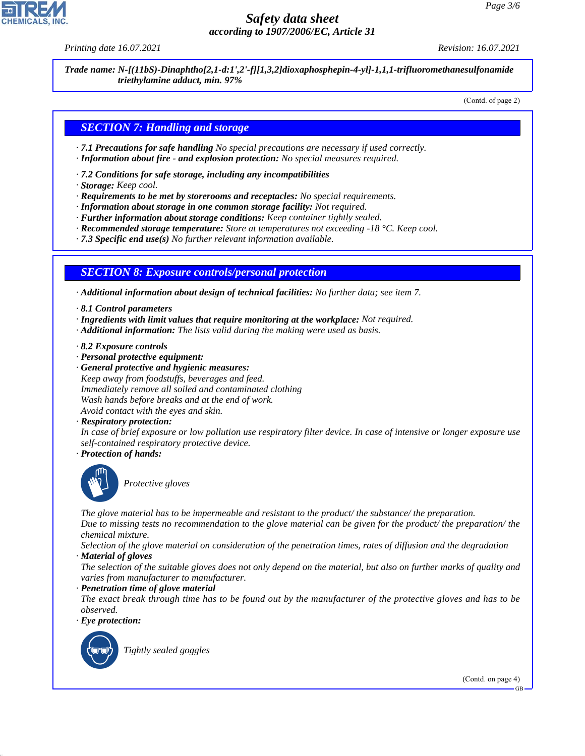**Trade name:** *N-[(11bS)-Dinaphtho[2,1-d:1',2'-f][1,3,2]dioxaphosphepin-4-yl]-1,1,1-trifluoromethanesulfonamide triethylamine adduct, min. 97%*

(Contd. of page 2)

## SECTION 7: Handling and storage

· **7.1 Precautions for safe handling** No special precautions are necessary if used correctly.
· **Information about fire - and explosion protection:** No special measures required.

· **7.2 Conditions for safe storage, including any incompatibilities**
· **Storage:** Keep cool.
· **Requirements to be met by storerooms and receptacles:** No special requirements.
· **Information about storage in one common storage facility:** Not required.
· **Further information about storage conditions:** Keep container tightly sealed.
· **Recommended storage temperature:** Store at temperatures not exceeding -18 °C. Keep cool.
· **7.3 Specific end use(s)** No further relevant information available.

## SECTION 8: Exposure controls/personal protection

· **Additional information about design of technical facilities:** No further data; see item 7.

· **8.1 Control parameters**
· **Ingredients with limit values that require monitoring at the workplace:** Not required.
· **Additional information:** The lists valid during the making were used as basis.

· **8.2 Exposure controls**
· **Personal protective equipment:**
· **General protective and hygienic measures:**
Keep away from foodstuffs, beverages and feed.
Immediately remove all soiled and contaminated clothing
Wash hands before breaks and at the end of work.
Avoid contact with the eyes and skin.
· **Respiratory protection:**
In case of brief exposure or low pollution use respiratory filter device. In case of intensive or longer exposure use self-contained respiratory protective device.
· **Protection of hands:**

Protective gloves

The glove material has to be impermeable and resistant to the product/ the substance/ the preparation.
Due to missing tests no recommendation to the glove material can be given for the product/ the preparation/ the chemical mixture.
Selection of the glove material on consideration of the penetration times, rates of diffusion and the degradation
· **Material of gloves**
The selection of the suitable gloves does not only depend on the material, but also on further marks of quality and varies from manufacturer to manufacturer.
· **Penetration time of glove material**
The exact break through time has to be found out by the manufacturer of the protective gloves and has to be observed.
· **Eye protection:**

Tightly sealed goggles

(Contd. on page 4)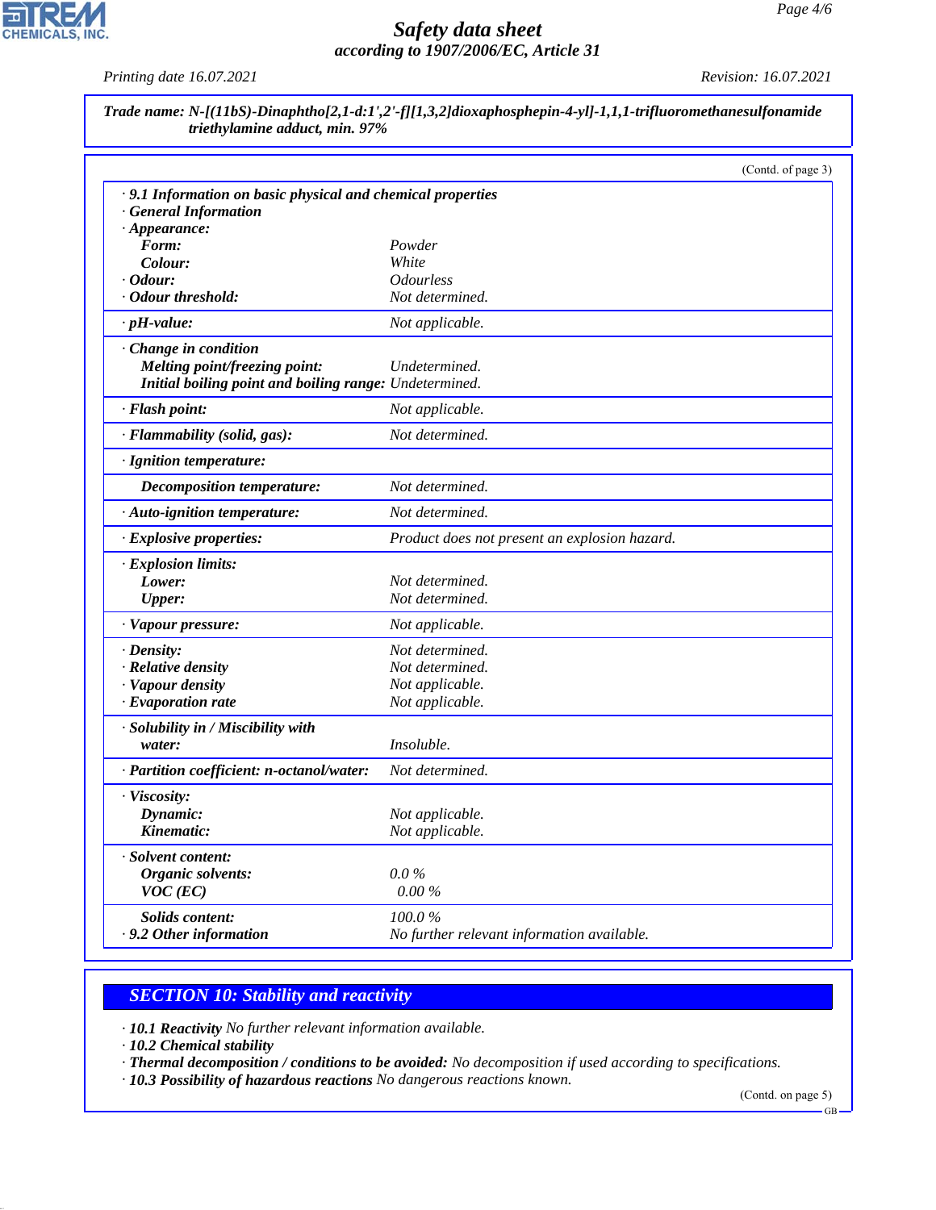Trade name: ***N-[(11bS)-Dinaphtho[2,1-d:1',2'-f][1,3,2]dioxaphosphepin-4-yl]-1,1,1-trifluoromethanesulfonamide triethylamine adduct, min. 97%***

(Contd. of page 3)

| | |
|---|---|
| **· 9.1 Information on basic physical and chemical properties** | |
| **· General Information** | |
| **· Appearance:** | |
| **Form:** | Powder |
| **Colour:** | White |
| **· Odour:** | Odourless |
| **· Odour threshold:** | Not determined. |
| **· pH-value:** | Not applicable. |
| **· Change in condition** | |
| **Melting point/freezing point:** | Undetermined. |
| **Initial boiling point and boiling range:** | Undetermined. |
| **· Flash point:** | Not applicable. |
| **· Flammability (solid, gas):** | Not determined. |
| **· Ignition temperature:** | |
| **Decomposition temperature:** | Not determined. |
| **· Auto-ignition temperature:** | Not determined. |
| **· Explosive properties:** | Product does not present an explosion hazard. |
| **· Explosion limits:** | |
| **Lower:** | Not determined. |
| **Upper:** | Not determined. |
| **· Vapour pressure:** | Not applicable. |
| **· Density:** | Not determined. |
| **· Relative density** | Not determined. |
| **· Vapour density** | Not applicable. |
| **· Evaporation rate** | Not applicable. |
| **· Solubility in / Miscibility with water:** | Insoluble. |
| **· Partition coefficient: n-octanol/water:** | Not determined. |
| **· Viscosity:** | |
| **Dynamic:** | Not applicable. |
| **Kinematic:** | Not applicable. |
| **· Solvent content:** | |
| **Organic solvents:** | 0.0 % |
| **VOC (EC)** | 0.00 % |
| **Solids content:** | 100.0 % |
| **· 9.2 Other information** | No further relevant information available. |

## SECTION 10: Stability and reactivity

· **10.1 Reactivity** No further relevant information available.
· **10.2 Chemical stability**
· **Thermal decomposition / conditions to be avoided:** No decomposition if used according to specifications.
· **10.3 Possibility of hazardous reactions** No dangerous reactions known.

(Contd. on page 5)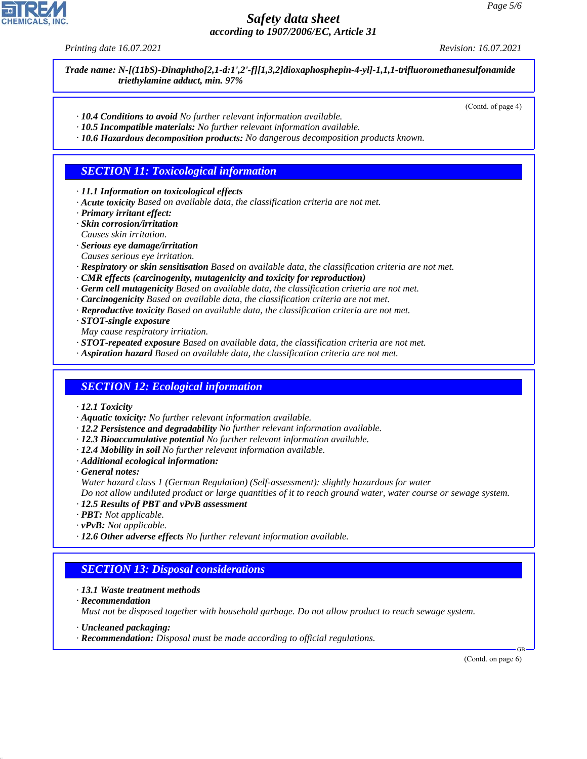**Trade name:** ***N-[(11bS)-Dinaphtho[2,1-d:1',2'-f][1,3,2]dioxaphosphepin-4-yl]-1,1,1-trifluoromethanesulfonamide triethylamine adduct, min. 97%***

(Contd. of page 4)

· ***10.4 Conditions to avoid*** *No further relevant information available.*
· ***10.5 Incompatible materials:*** *No further relevant information available.*
· ***10.6 Hazardous decomposition products:*** *No dangerous decomposition products known.*

## SECTION 11: Toxicological information

· ***11.1 Information on toxicological effects***
· ***Acute toxicity*** *Based on available data, the classification criteria are not met.*
· ***Primary irritant effect:***
· ***Skin corrosion/irritation***
*Causes skin irritation.*
· ***Serious eye damage/irritation***
*Causes serious eye irritation.*
· ***Respiratory or skin sensitisation*** *Based on available data, the classification criteria are not met.*
· ***CMR effects (carcinogenity, mutagenicity and toxicity for reproduction)***
· ***Germ cell mutagenicity*** *Based on available data, the classification criteria are not met.*
· ***Carcinogenicity*** *Based on available data, the classification criteria are not met.*
· ***Reproductive toxicity*** *Based on available data, the classification criteria are not met.*
· ***STOT-single exposure***
*May cause respiratory irritation.*
· ***STOT-repeated exposure*** *Based on available data, the classification criteria are not met.*
· ***Aspiration hazard*** *Based on available data, the classification criteria are not met.*

## SECTION 12: Ecological information

· ***12.1 Toxicity***
· ***Aquatic toxicity:*** *No further relevant information available.*
· ***12.2 Persistence and degradability*** *No further relevant information available.*
· ***12.3 Bioaccumulative potential*** *No further relevant information available.*
· ***12.4 Mobility in soil*** *No further relevant information available.*
· ***Additional ecological information:***
· ***General notes:***
*Water hazard class 1 (German Regulation) (Self-assessment): slightly hazardous for water*
*Do not allow undiluted product or large quantities of it to reach ground water, water course or sewage system.*
· ***12.5 Results of PBT and vPvB assessment***
· ***PBT:*** *Not applicable.*
· ***vPvB:*** *Not applicable.*
· ***12.6 Other adverse effects*** *No further relevant information available.*

## SECTION 13: Disposal considerations

· ***13.1 Waste treatment methods***
· ***Recommendation***
*Must not be disposed together with household garbage. Do not allow product to reach sewage system.*

· ***Uncleaned packaging:***
· ***Recommendation:*** *Disposal must be made according to official regulations.*

(Contd. on page 6)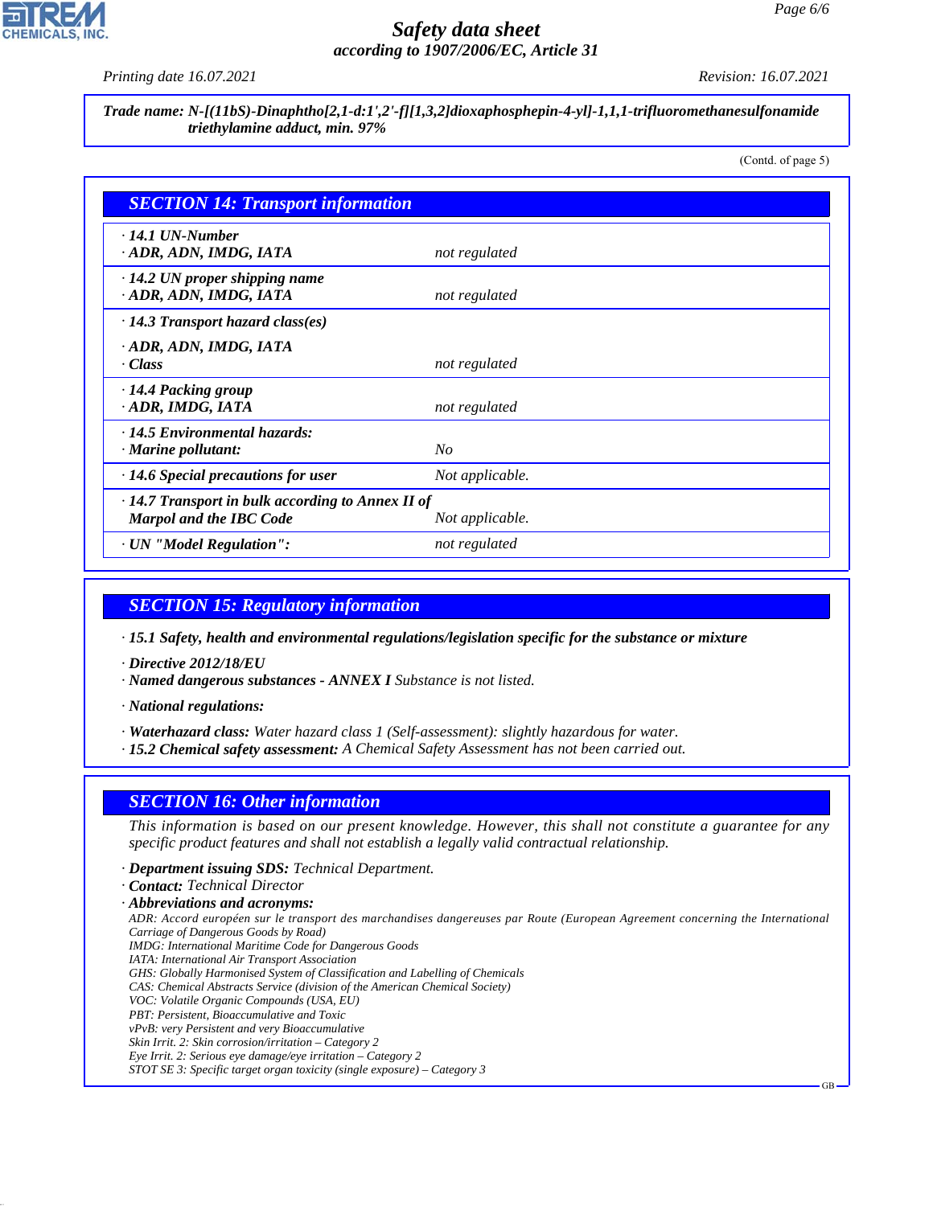**Trade name: N-[(11bS)-Dinaphtho[2,1-d:1',2'-f][1,3,2]dioxaphosphepin-4-yl]-1,1,1-trifluoromethanesulfonamide triethylamine adduct, min. 97%**

(Contd. of page 5)

## SECTION 14: Transport information

| | |
|---|---|
| · **14.1 UN-Number**<br>· **ADR, ADN, IMDG, IATA** | not regulated |
| · **14.2 UN proper shipping name**<br>· **ADR, ADN, IMDG, IATA** | not regulated |
| · **14.3 Transport hazard class(es)**<br>· **ADR, ADN, IMDG, IATA**<br>· **Class** | not regulated |
| · **14.4 Packing group**<br>· **ADR, IMDG, IATA** | not regulated |
| · **14.5 Environmental hazards:**<br>· **Marine pollutant:** | No |
| · **14.6 Special precautions for user** | Not applicable. |
| · **14.7 Transport in bulk according to Annex II of Marpol and the IBC Code** | Not applicable. |
| · **UN "Model Regulation":** | not regulated |

## SECTION 15: Regulatory information

· **15.1 Safety, health and environmental regulations/legislation specific for the substance or mixture**

· **Directive 2012/18/EU**
· **Named dangerous substances - ANNEX I** Substance is not listed.

· **National regulations:**

· **Waterhazard class:** Water hazard class 1 (Self-assessment): slightly hazardous for water.
· **15.2 Chemical safety assessment:** A Chemical Safety Assessment has not been carried out.

## SECTION 16: Other information

This information is based on our present knowledge. However, this shall not constitute a guarantee for any specific product features and shall not establish a legally valid contractual relationship.

· **Department issuing SDS:** Technical Department.
· **Contact:** Technical Director
· **Abbreviations and acronyms:**
ADR: Accord européen sur le transport des marchandises dangereuses par Route (European Agreement concerning the International Carriage of Dangerous Goods by Road)
IMDG: International Maritime Code for Dangerous Goods
IATA: International Air Transport Association
GHS: Globally Harmonised System of Classification and Labelling of Chemicals
CAS: Chemical Abstracts Service (division of the American Chemical Society)
VOC: Volatile Organic Compounds (USA, EU)
PBT: Persistent, Bioaccumulative and Toxic
vPvB: very Persistent and very Bioaccumulative
Skin Irrit. 2: Skin corrosion/irritation – Category 2
Eye Irrit. 2: Serious eye damage/eye irritation – Category 2
STOT SE 3: Specific target organ toxicity (single exposure) – Category 3

GB